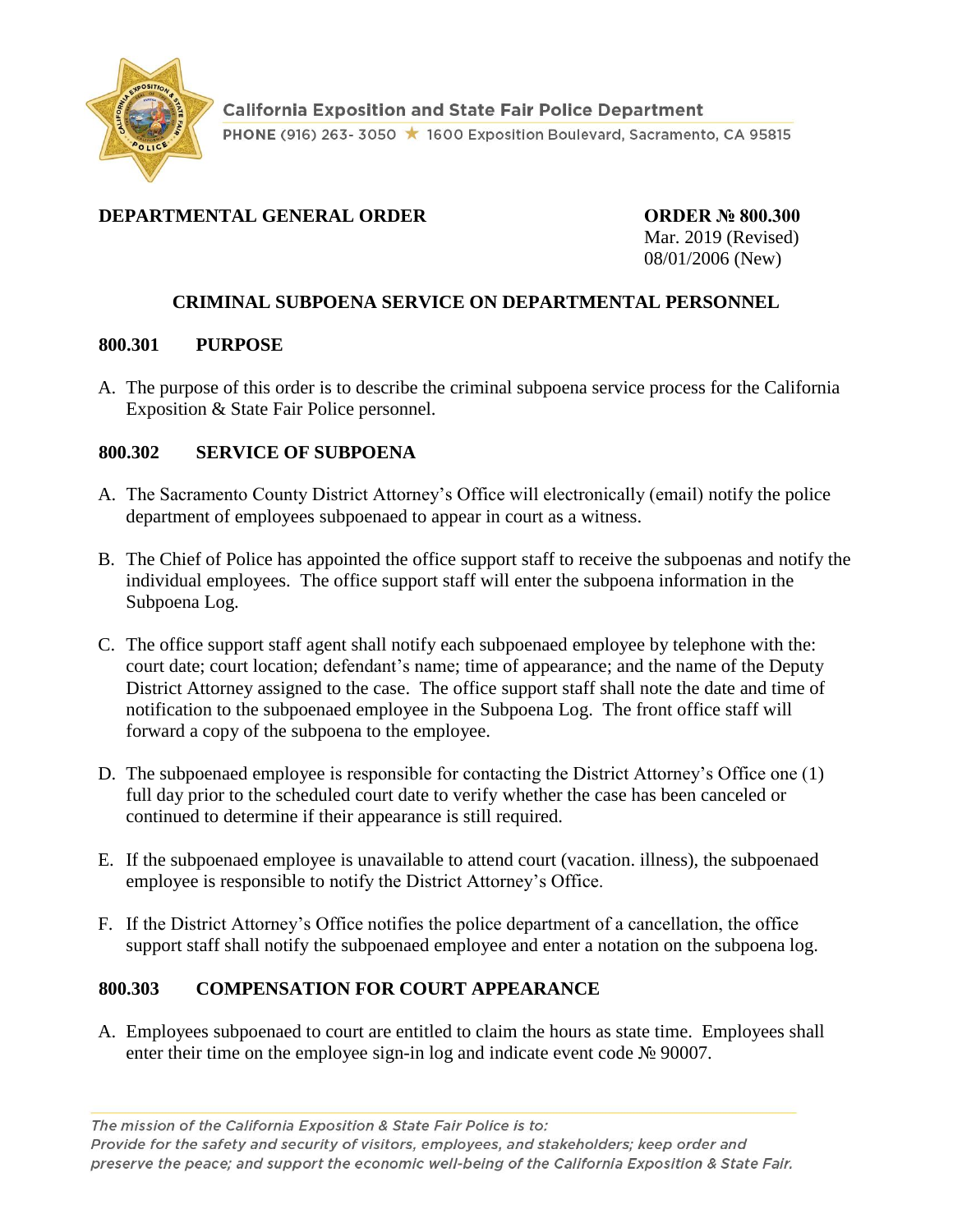California Exposition and State Fair Police Department

PHONE (916) 263- 3050 ★ 1600 Exposition Boulevard, Sacramento, CA 95815

**DEPARTMENTAL GENERAL ORDER**

**ORDER № 800.300**
Mar. 2019 (Revised)
08/01/2006 (New)

## CRIMINAL SUBPOENA SERVICE ON DEPARTMENTAL PERSONNEL

### 800.301 PURPOSE

A. The purpose of this order is to describe the criminal subpoena service process for the California Exposition & State Fair Police personnel.

### 800.302 SERVICE OF SUBPOENA

A. The Sacramento County District Attorney's Office will electronically (email) notify the police department of employees subpoenaed to appear in court as a witness.

B. The Chief of Police has appointed the office support staff to receive the subpoenas and notify the individual employees. The office support staff will enter the subpoena information in the Subpoena Log.

C. The office support staff agent shall notify each subpoenaed employee by telephone with the: court date; court location; defendant's name; time of appearance; and the name of the Deputy District Attorney assigned to the case. The office support staff shall note the date and time of notification to the subpoenaed employee in the Subpoena Log. The front office staff will forward a copy of the subpoena to the employee.

D. The subpoenaed employee is responsible for contacting the District Attorney's Office one (1) full day prior to the scheduled court date to verify whether the case has been canceled or continued to determine if their appearance is still required.

E. If the subpoenaed employee is unavailable to attend court (vacation. illness), the subpoenaed employee is responsible to notify the District Attorney's Office.

F. If the District Attorney's Office notifies the police department of a cancellation, the office support staff shall notify the subpoenaed employee and enter a notation on the subpoena log.

### 800.303 COMPENSATION FOR COURT APPEARANCE

A. Employees subpoenaed to court are entitled to claim the hours as state time. Employees shall enter their time on the employee sign-in log and indicate event code № 90007.

*The mission of the California Exposition & State Fair Police is to:*
*Provide for the safety and security of visitors, employees, and stakeholders; keep order and preserve the peace; and support the economic well-being of the California Exposition & State Fair.*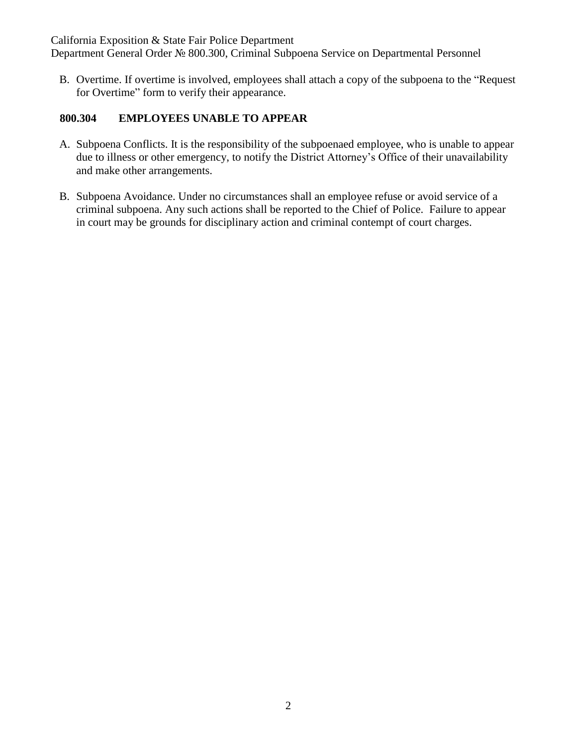B. Overtime. If overtime is involved, employees shall attach a copy of the subpoena to the "Request for Overtime" form to verify their appearance.

## 800.304 EMPLOYEES UNABLE TO APPEAR

A. Subpoena Conflicts. It is the responsibility of the subpoenaed employee, who is unable to appear due to illness or other emergency, to notify the District Attorney's Office of their unavailability and make other arrangements.

B. Subpoena Avoidance. Under no circumstances shall an employee refuse or avoid service of a criminal subpoena. Any such actions shall be reported to the Chief of Police. Failure to appear in court may be grounds for disciplinary action and criminal contempt of court charges.